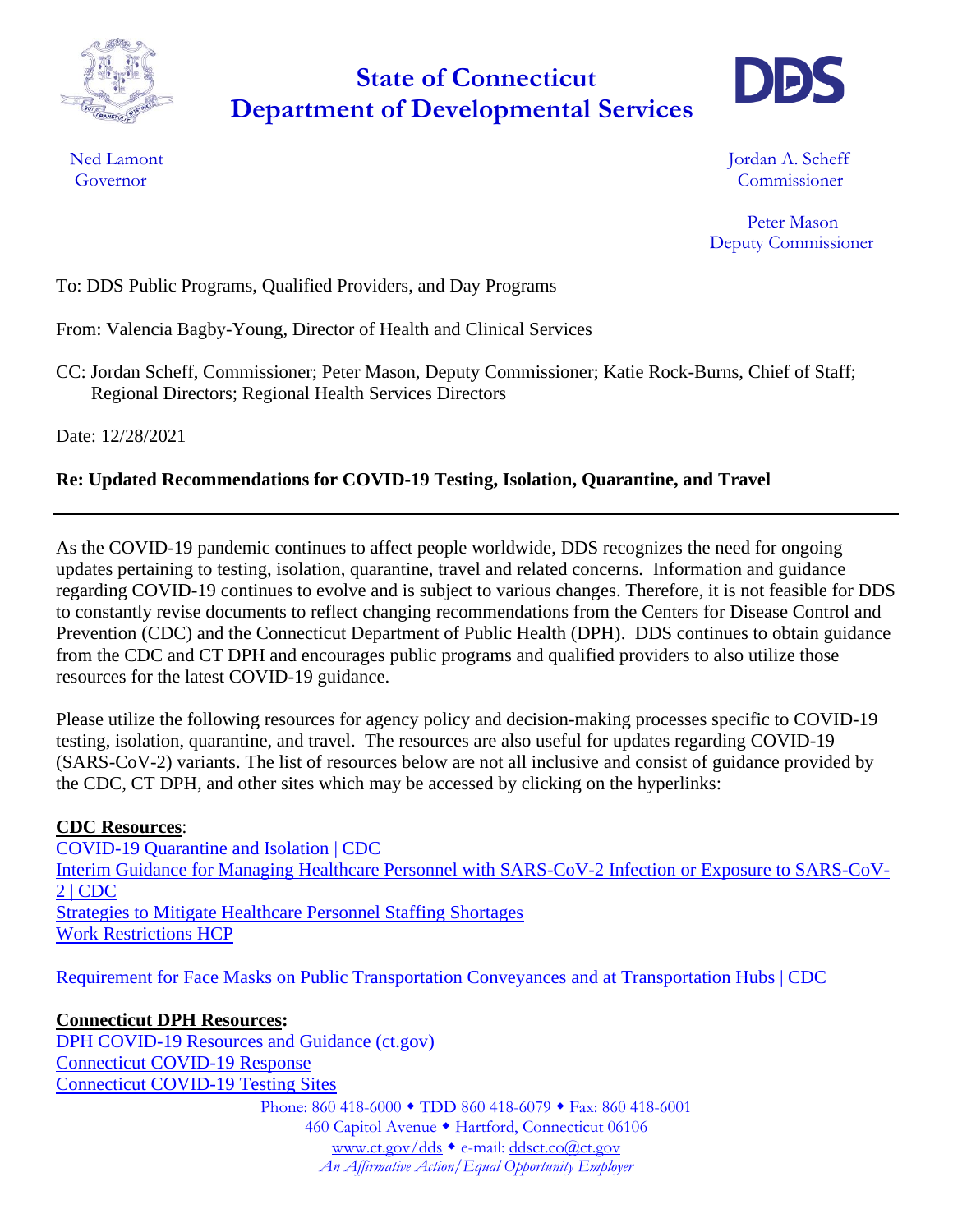# State of Connecticut Department of Developmental Services

Ned Lamont
Governor

Jordan A. Scheff
Commissioner

Peter Mason
Deputy Commissioner

To: DDS Public Programs, Qualified Providers, and Day Programs

From: Valencia Bagby-Young, Director of Health and Clinical Services

CC: Jordan Scheff, Commissioner; Peter Mason, Deputy Commissioner; Katie Rock-Burns, Chief of Staff; Regional Directors; Regional Health Services Directors

Date: 12/28/2021

**Re: Updated Recommendations for COVID-19 Testing, Isolation, Quarantine, and Travel**

---

As the COVID-19 pandemic continues to affect people worldwide, DDS recognizes the need for ongoing updates pertaining to testing, isolation, quarantine, travel and related concerns. Information and guidance regarding COVID-19 continues to evolve and is subject to various changes. Therefore, it is not feasible for DDS to constantly revise documents to reflect changing recommendations from the Centers for Disease Control and Prevention (CDC) and the Connecticut Department of Public Health (DPH). DDS continues to obtain guidance from the CDC and CT DPH and encourages public programs and qualified providers to also utilize those resources for the latest COVID-19 guidance.

Please utilize the following resources for agency policy and decision-making processes specific to COVID-19 testing, isolation, quarantine, and travel. The resources are also useful for updates regarding COVID-19 (SARS-CoV-2) variants. The list of resources below are not all inclusive and consist of guidance provided by the CDC, CT DPH, and other sites which may be accessed by clicking on the hyperlinks:

**CDC Resources**:
COVID-19 Quarantine and Isolation | CDC
Interim Guidance for Managing Healthcare Personnel with SARS-CoV-2 Infection or Exposure to SARS-CoV-2 | CDC
Strategies to Mitigate Healthcare Personnel Staffing Shortages
Work Restrictions HCP

Requirement for Face Masks on Public Transportation Conveyances and at Transportation Hubs | CDC

**Connecticut DPH Resources:**
DPH COVID-19 Resources and Guidance (ct.gov)
Connecticut COVID-19 Response
Connecticut COVID-19 Testing Sites

Phone: 860 418-6000 ◆ TDD 860 418-6079 ◆ Fax: 860 418-6001
460 Capitol Avenue ◆ Hartford, Connecticut 06106
www.ct.gov/dds ◆ e-mail: ddsct.co@ct.gov
*An Affirmative Action/Equal Opportunity Employer*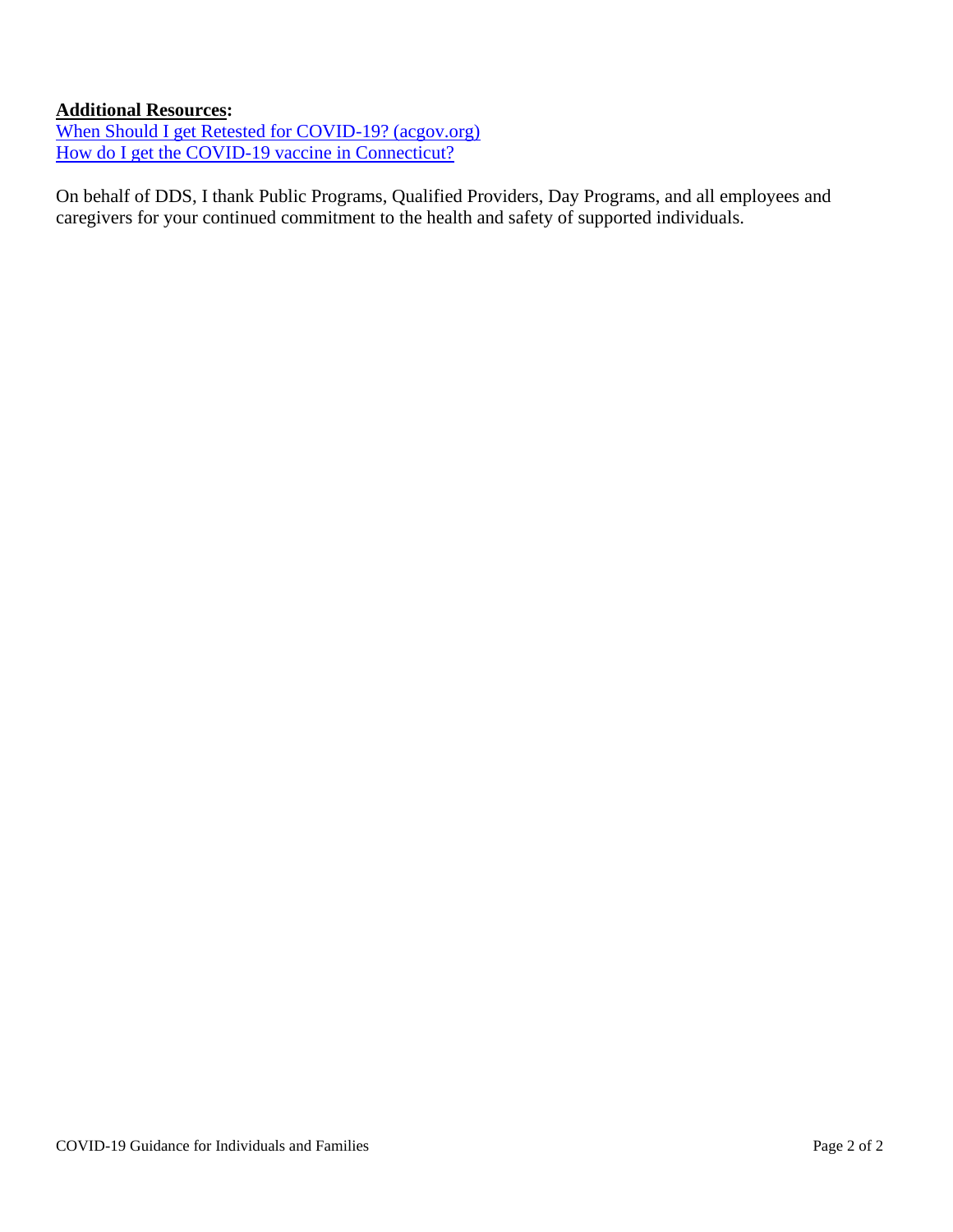**Additional Resources:**

[When Should I get Retested for COVID-19? (acgov.org)](#)
[How do I get the COVID-19 vaccine in Connecticut?](#)

On behalf of DDS, I thank Public Programs, Qualified Providers, Day Programs, and all employees and caregivers for your continued commitment to the health and safety of supported individuals.